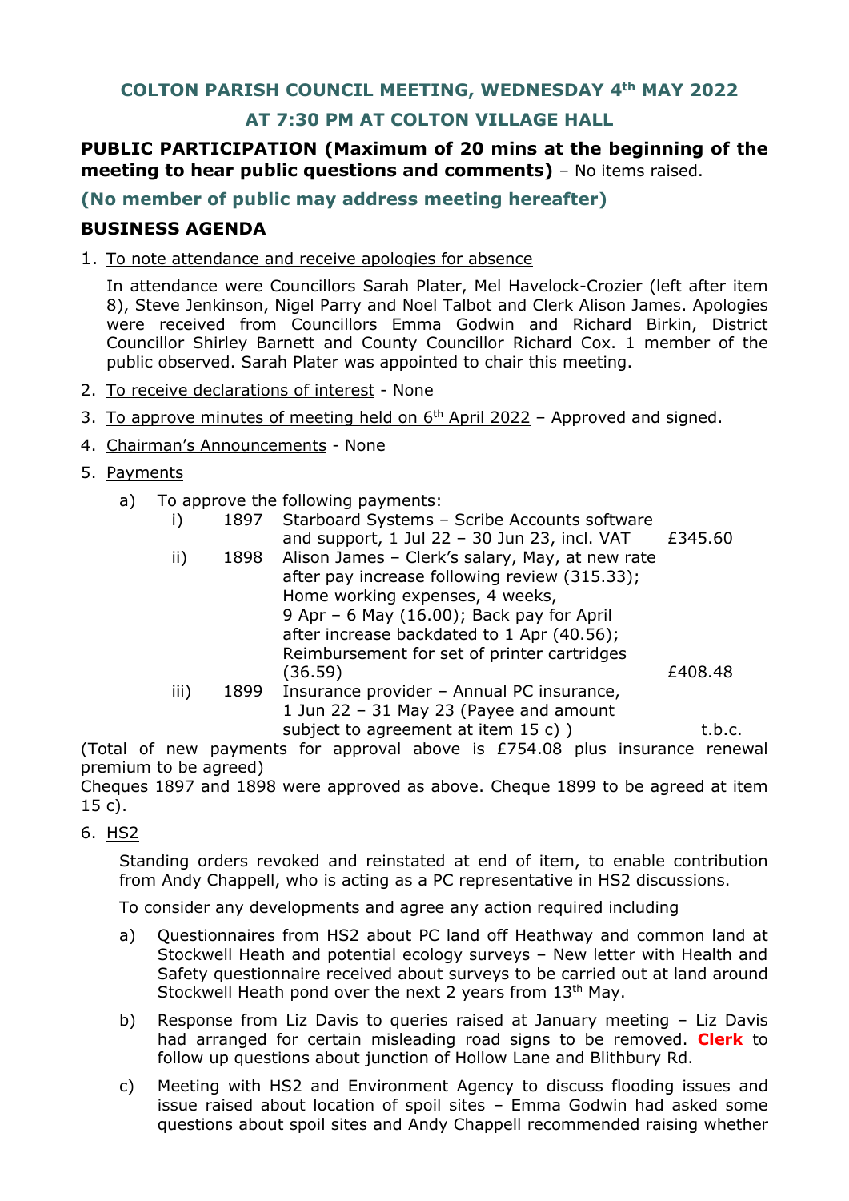## COLTON PARISH COUNCIL MEETING, WEDNESDAY 4th MAY 2022

## AT 7:30 PM AT COLTON VILLAGE HALL

**PUBLIC PARTICIPATION (Maximum of 20 mins at the beginning of the meeting to hear public questions and comments)** – No items raised.

### (No member of public may address meeting hereafter)

### BUSINESS AGENDA

1. To note attendance and receive apologies for absence

   In attendance were Councillors Sarah Plater, Mel Havelock-Crozier (left after item 8), Steve Jenkinson, Nigel Parry and Noel Talbot and Clerk Alison James. Apologies were received from Councillors Emma Godwin and Richard Birkin, District Councillor Shirley Barnett and County Councillor Richard Cox. 1 member of the public observed. Sarah Plater was appointed to chair this meeting.

2. To receive declarations of interest - None
3. To approve minutes of meeting held on 6th April 2022 – Approved and signed.
4. Chairman's Announcements - None
5. Payments

   a) To approve the following payments:

| | | | |
|---|---|---|---|
| i) | 1897 | Starboard Systems – Scribe Accounts software and support, 1 Jul 22 – 30 Jun 23, incl. VAT | £345.60 |
| ii) | 1898 | Alison James – Clerk's salary, May, at new rate after pay increase following review (315.33); Home working expenses, 4 weeks, 9 Apr – 6 May (16.00); Back pay for April after increase backdated to 1 Apr (40.56); Reimbursement for set of printer cartridges (36.59) | £408.48 |
| iii) | 1899 | Insurance provider – Annual PC insurance, 1 Jun 22 – 31 May 23 (Payee and amount subject to agreement at item 15 c) ) | t.b.c. |

(Total of new payments for approval above is £754.08 plus insurance renewal premium to be agreed)

Cheques 1897 and 1898 were approved as above. Cheque 1899 to be agreed at item 15 c).

6. HS2

   Standing orders revoked and reinstated at end of item, to enable contribution from Andy Chappell, who is acting as a PC representative in HS2 discussions.

   To consider any developments and agree any action required including

   a) Questionnaires from HS2 about PC land off Heathway and common land at Stockwell Heath and potential ecology surveys – New letter with Health and Safety questionnaire received about surveys to be carried out at land around Stockwell Heath pond over the next 2 years from 13th May.

   b) Response from Liz Davis to queries raised at January meeting – Liz Davis had arranged for certain misleading road signs to be removed. **Clerk** to follow up questions about junction of Hollow Lane and Blithbury Rd.

   c) Meeting with HS2 and Environment Agency to discuss flooding issues and issue raised about location of spoil sites – Emma Godwin had asked some questions about spoil sites and Andy Chappell recommended raising whether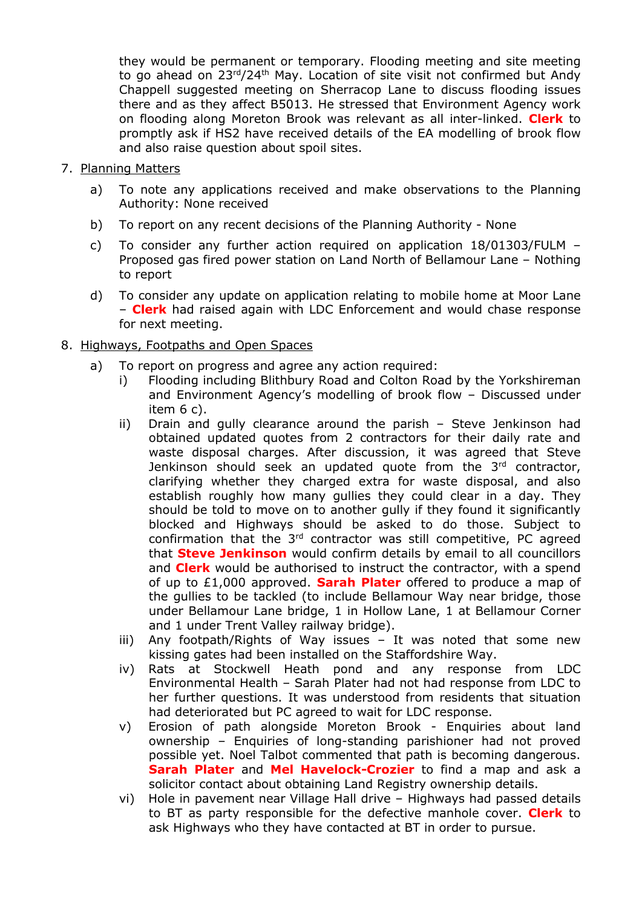they would be permanent or temporary. Flooding meeting and site meeting to go ahead on 23rd/24th May. Location of site visit not confirmed but Andy Chappell suggested meeting on Sherracop Lane to discuss flooding issues there and as they affect B5013. He stressed that Environment Agency work on flooding along Moreton Brook was relevant as all inter-linked. **Clerk** to promptly ask if HS2 have received details of the EA modelling of brook flow and also raise question about spoil sites.

7. <u>Planning Matters</u>

   a) To note any applications received and make observations to the Planning Authority: None received

   b) To report on any recent decisions of the Planning Authority - None

   c) To consider any further action required on application 18/01303/FULM – Proposed gas fired power station on Land North of Bellamour Lane – Nothing to report

   d) To consider any update on application relating to mobile home at Moor Lane – **Clerk** had raised again with LDC Enforcement and would chase response for next meeting.

8. <u>Highways, Footpaths and Open Spaces</u>

   a) To report on progress and agree any action required:

      i) Flooding including Blithbury Road and Colton Road by the Yorkshireman and Environment Agency's modelling of brook flow – Discussed under item 6 c).

      ii) Drain and gully clearance around the parish – Steve Jenkinson had obtained updated quotes from 2 contractors for their daily rate and waste disposal charges. After discussion, it was agreed that Steve Jenkinson should seek an updated quote from the 3rd contractor, clarifying whether they charged extra for waste disposal, and also establish roughly how many gullies they could clear in a day. They should be told to move on to another gully if they found it significantly blocked and Highways should be asked to do those. Subject to confirmation that the 3rd contractor was still competitive, PC agreed that **Steve Jenkinson** would confirm details by email to all councillors and **Clerk** would be authorised to instruct the contractor, with a spend of up to £1,000 approved. **Sarah Plater** offered to produce a map of the gullies to be tackled (to include Bellamour Way near bridge, those under Bellamour Lane bridge, 1 in Hollow Lane, 1 at Bellamour Corner and 1 under Trent Valley railway bridge).

      iii) Any footpath/Rights of Way issues – It was noted that some new kissing gates had been installed on the Staffordshire Way.

      iv) Rats at Stockwell Heath pond and any response from LDC Environmental Health – Sarah Plater had not had response from LDC to her further questions. It was understood from residents that situation had deteriorated but PC agreed to wait for LDC response.

      v) Erosion of path alongside Moreton Brook - Enquiries about land ownership – Enquiries of long-standing parishioner had not proved possible yet. Noel Talbot commented that path is becoming dangerous. **Sarah Plater** and **Mel Havelock-Crozier** to find a map and ask a solicitor contact about obtaining Land Registry ownership details.

      vi) Hole in pavement near Village Hall drive – Highways had passed details to BT as party responsible for the defective manhole cover. **Clerk** to ask Highways who they have contacted at BT in order to pursue.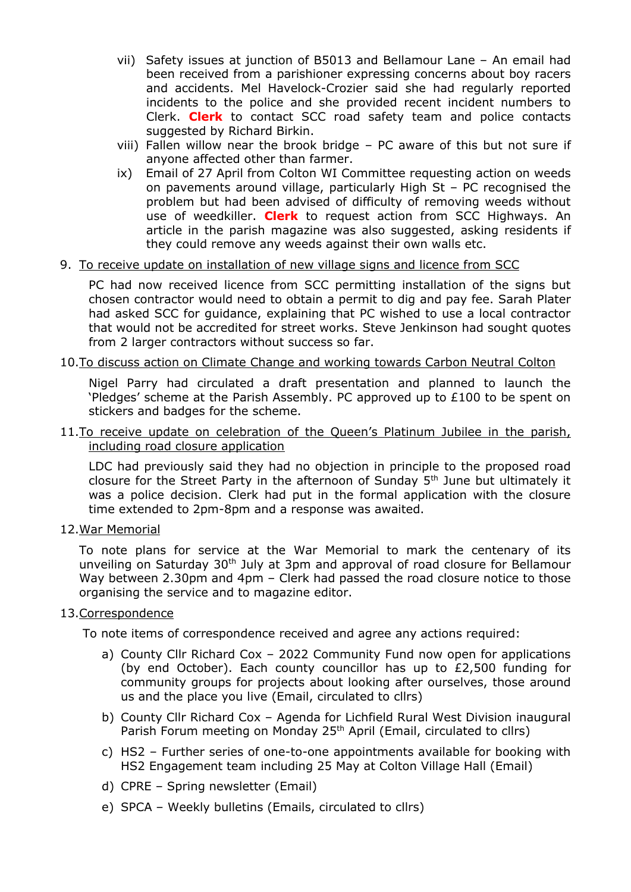vii) Safety issues at junction of B5013 and Bellamour Lane – An email had been received from a parishioner expressing concerns about boy racers and accidents. Mel Havelock-Crozier said she had regularly reported incidents to the police and she provided recent incident numbers to Clerk. **Clerk** to contact SCC road safety team and police contacts suggested by Richard Birkin.

viii) Fallen willow near the brook bridge – PC aware of this but not sure if anyone affected other than farmer.

ix) Email of 27 April from Colton WI Committee requesting action on weeds on pavements around village, particularly High St – PC recognised the problem but had been advised of difficulty of removing weeds without use of weedkiller. **Clerk** to request action from SCC Highways. An article in the parish magazine was also suggested, asking residents if they could remove any weeds against their own walls etc.

9. <u>To receive update on installation of new village signs and licence from SCC</u>

PC had now received licence from SCC permitting installation of the signs but chosen contractor would need to obtain a permit to dig and pay fee. Sarah Plater had asked SCC for guidance, explaining that PC wished to use a local contractor that would not be accredited for street works. Steve Jenkinson had sought quotes from 2 larger contractors without success so far.

10. <u>To discuss action on Climate Change and working towards Carbon Neutral Colton</u>

Nigel Parry had circulated a draft presentation and planned to launch the 'Pledges' scheme at the Parish Assembly. PC approved up to £100 to be spent on stickers and badges for the scheme.

11. <u>To receive update on celebration of the Queen's Platinum Jubilee in the parish, including road closure application</u>

LDC had previously said they had no objection in principle to the proposed road closure for the Street Party in the afternoon of Sunday 5th June but ultimately it was a police decision. Clerk had put in the formal application with the closure time extended to 2pm-8pm and a response was awaited.

12. <u>War Memorial</u>

To note plans for service at the War Memorial to mark the centenary of its unveiling on Saturday 30th July at 3pm and approval of road closure for Bellamour Way between 2.30pm and 4pm – Clerk had passed the road closure notice to those organising the service and to magazine editor.

13. <u>Correspondence</u>

To note items of correspondence received and agree any actions required:

a) County Cllr Richard Cox – 2022 Community Fund now open for applications (by end October). Each county councillor has up to £2,500 funding for community groups for projects about looking after ourselves, those around us and the place you live (Email, circulated to cllrs)

b) County Cllr Richard Cox – Agenda for Lichfield Rural West Division inaugural Parish Forum meeting on Monday 25th April (Email, circulated to cllrs)

c) HS2 – Further series of one-to-one appointments available for booking with HS2 Engagement team including 25 May at Colton Village Hall (Email)

d) CPRE – Spring newsletter (Email)

e) SPCA – Weekly bulletins (Emails, circulated to cllrs)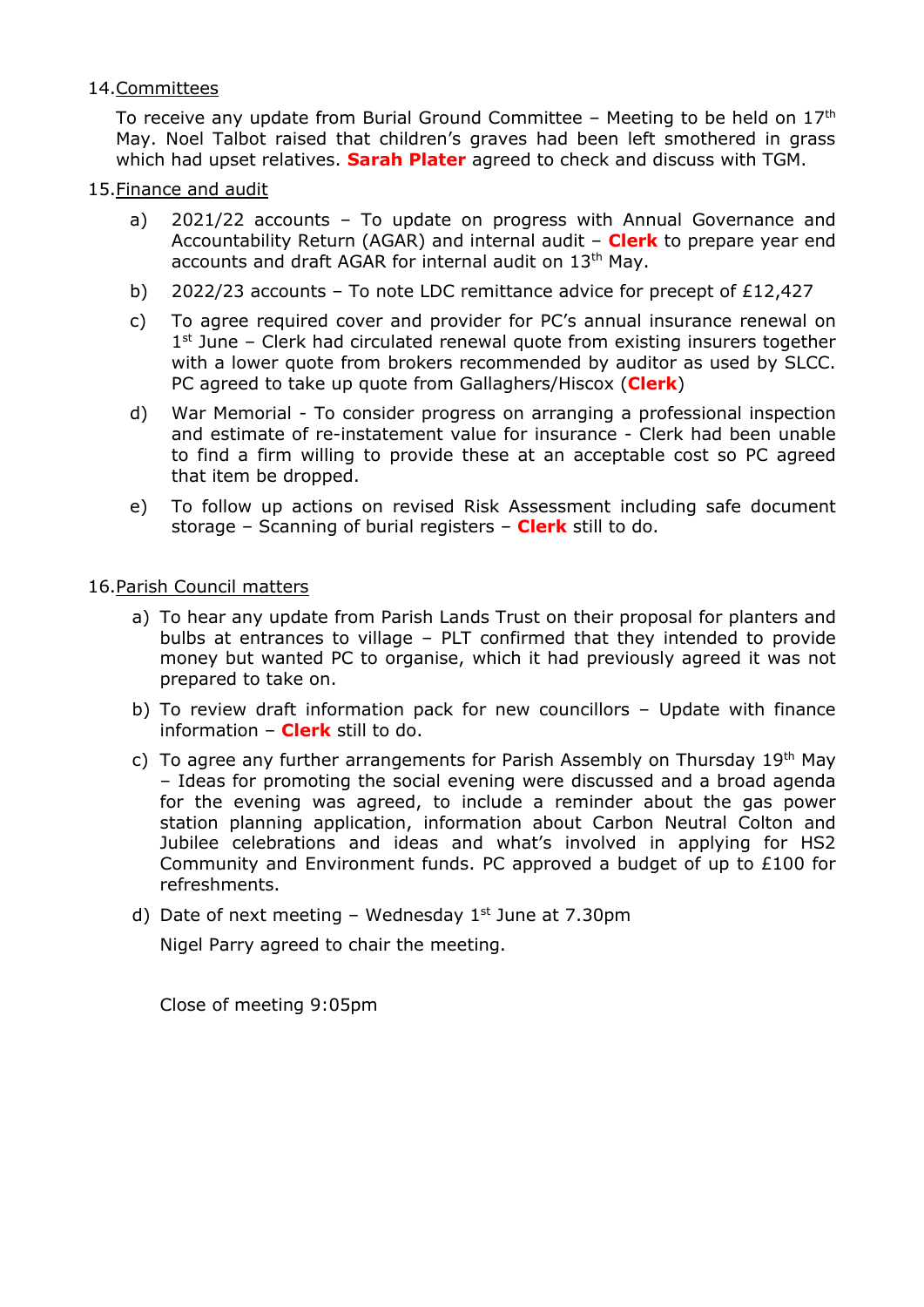14. <u>Committees</u>

 To receive any update from Burial Ground Committee – Meeting to be held on 17th May. Noel Talbot raised that children's graves had been left smothered in grass which had upset relatives. **Sarah Plater** agreed to check and discuss with TGM.

15. <u>Finance and audit</u>

 a) 2021/22 accounts – To update on progress with Annual Governance and Accountability Return (AGAR) and internal audit – **Clerk** to prepare year end accounts and draft AGAR for internal audit on 13th May.

 b) 2022/23 accounts – To note LDC remittance advice for precept of £12,427

 c) To agree required cover and provider for PC's annual insurance renewal on 1st June – Clerk had circulated renewal quote from existing insurers together with a lower quote from brokers recommended by auditor as used by SLCC. PC agreed to take up quote from Gallaghers/Hiscox (**Clerk**)

 d) War Memorial - To consider progress on arranging a professional inspection and estimate of re-instatement value for insurance - Clerk had been unable to find a firm willing to provide these at an acceptable cost so PC agreed that item be dropped.

 e) To follow up actions on revised Risk Assessment including safe document storage – Scanning of burial registers – **Clerk** still to do.

16. <u>Parish Council matters</u>

 a) To hear any update from Parish Lands Trust on their proposal for planters and bulbs at entrances to village – PLT confirmed that they intended to provide money but wanted PC to organise, which it had previously agreed it was not prepared to take on.

 b) To review draft information pack for new councillors – Update with finance information – **Clerk** still to do.

 c) To agree any further arrangements for Parish Assembly on Thursday 19th May – Ideas for promoting the social evening were discussed and a broad agenda for the evening was agreed, to include a reminder about the gas power station planning application, information about Carbon Neutral Colton and Jubilee celebrations and ideas and what's involved in applying for HS2 Community and Environment funds. PC approved a budget of up to £100 for refreshments.

 d) Date of next meeting – Wednesday 1st June at 7.30pm

 Nigel Parry agreed to chair the meeting.

 Close of meeting 9:05pm